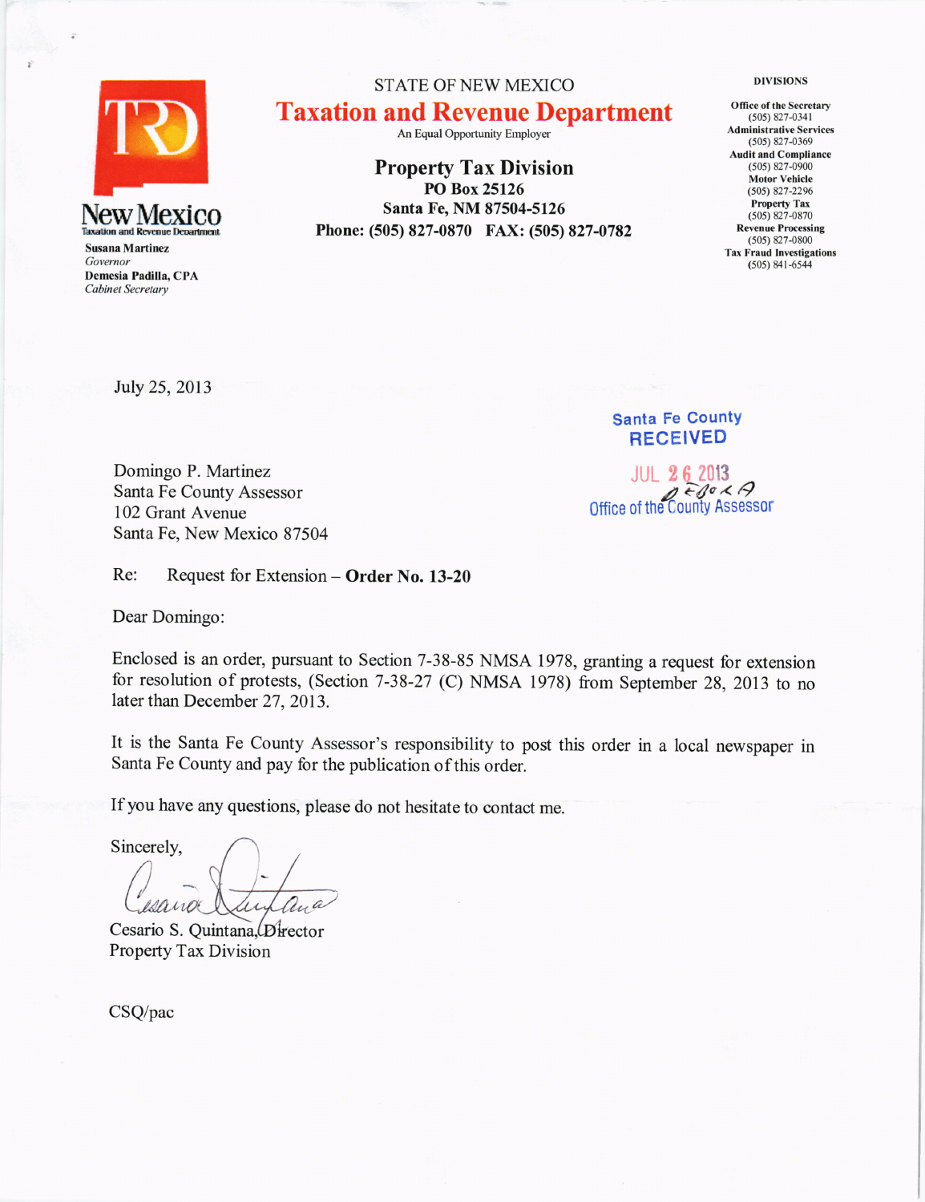New Mexico
Taxation and Revenue Department

**Susana Martinez**
*Governor*
**Demesia Padilla, CPA**
*Cabinet Secretary*

STATE OF NEW MEXICO

# Taxation and Revenue Department

An Equal Opportunity Employer

## Property Tax Division

**PO Box 25126**
**Santa Fe, NM 87504-5126**
**Phone: (505) 827-0870 FAX: (505) 827-0782**

**DIVISIONS**

**Office of the Secretary**
(505) 827-0341
**Administrative Services**
(505) 827-0369
**Audit and Compliance**
(505) 827-0900
**Motor Vehicle**
(505) 827-2296
**Property Tax**
(505) 827-0870
**Revenue Processing**
(505) 827-0800
**Tax Fraud Investigations**
(505) 841-6544

July 25, 2013

Santa Fe County
RECEIVED
JUL 26 2013
Office of the County Assessor

Domingo P. Martinez
Santa Fe County Assessor
102 Grant Avenue
Santa Fe, New Mexico 87504

Re: Request for Extension – **Order No. 13-20**

Dear Domingo:

Enclosed is an order, pursuant to Section 7-38-85 NMSA 1978, granting a request for extension for resolution of protests, (Section 7-38-27 (C) NMSA 1978) from September 28, 2013 to no later than December 27, 2013.

It is the Santa Fe County Assessor's responsibility to post this order in a local newspaper in Santa Fe County and pay for the publication of this order.

If you have any questions, please do not hesitate to contact me.

Sincerely,

Cesario S. Quintana, Director
Property Tax Division

CSQ/pac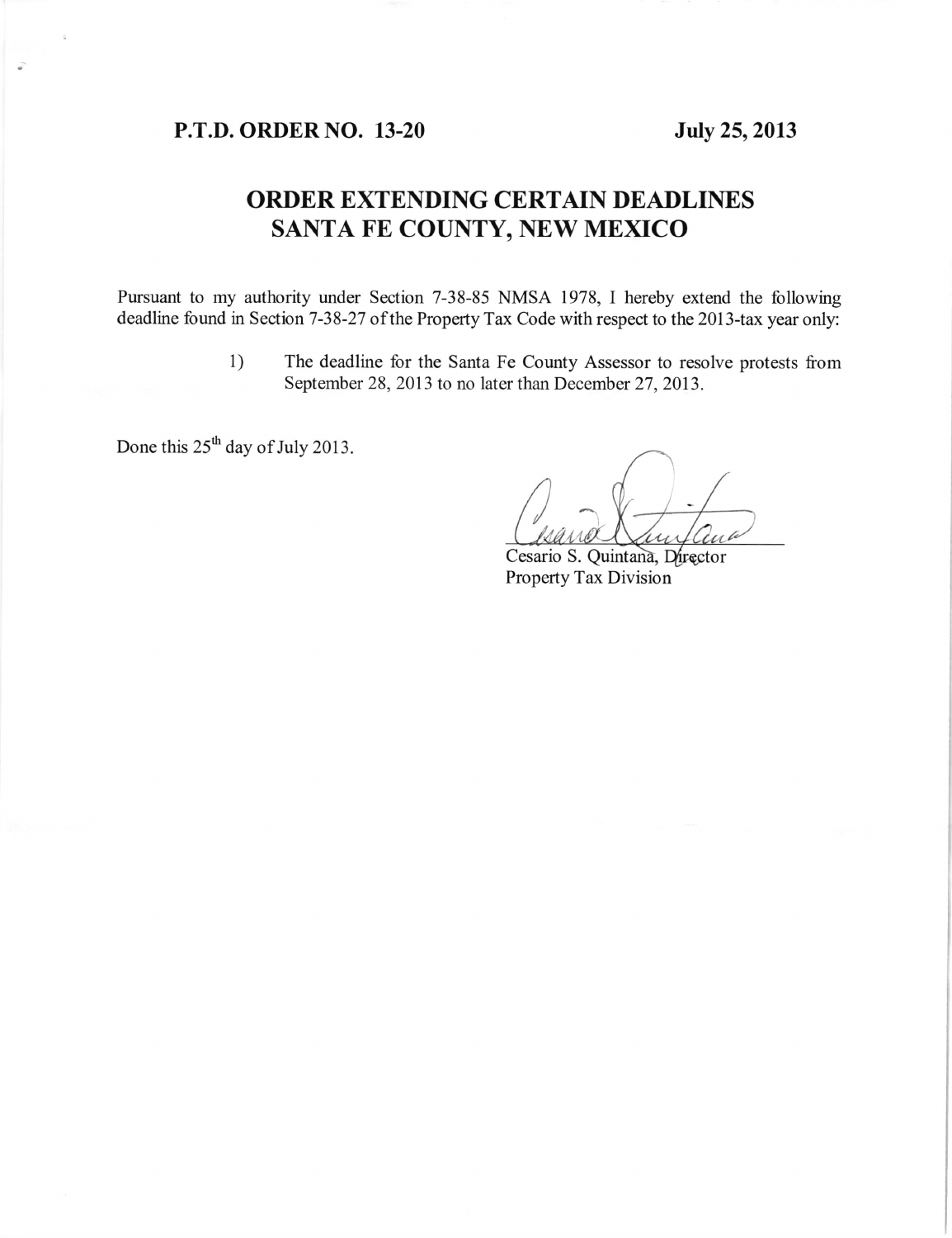**P.T.D. ORDER NO. 13-20** **July 25, 2013**

# ORDER EXTENDING CERTAIN DEADLINES SANTA FE COUNTY, NEW MEXICO

Pursuant to my authority under Section 7-38-85 NMSA 1978, I hereby extend the following deadline found in Section 7-38-27 of the Property Tax Code with respect to the 2013-tax year only:

1) The deadline for the Santa Fe County Assessor to resolve protests from September 28, 2013 to no later than December 27, 2013.

Done this 25th day of July 2013.

Cesario S. Quintana, Director
Property Tax Division